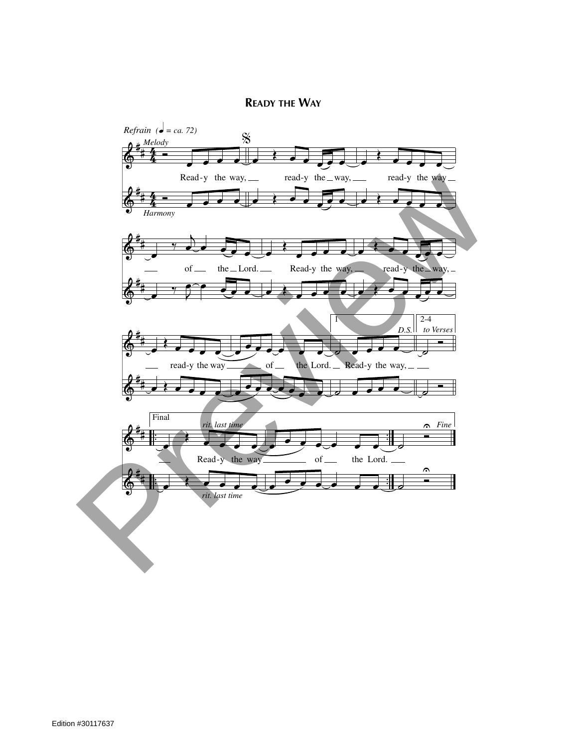# Ready the Way

*Refrain* (♩ = ca. 72)

*Melody*

Read-y the way, read-y the way, read-y the way of the Lord. Read-y the way, read-y the way, read-y the way of the Lord. Read-y the way,

*Harmony*

1 *D.S.*

2-4 *to Verses*

Final

*rit. last time*

Read-y the way of the Lord.

*Fine*

Edition #30117637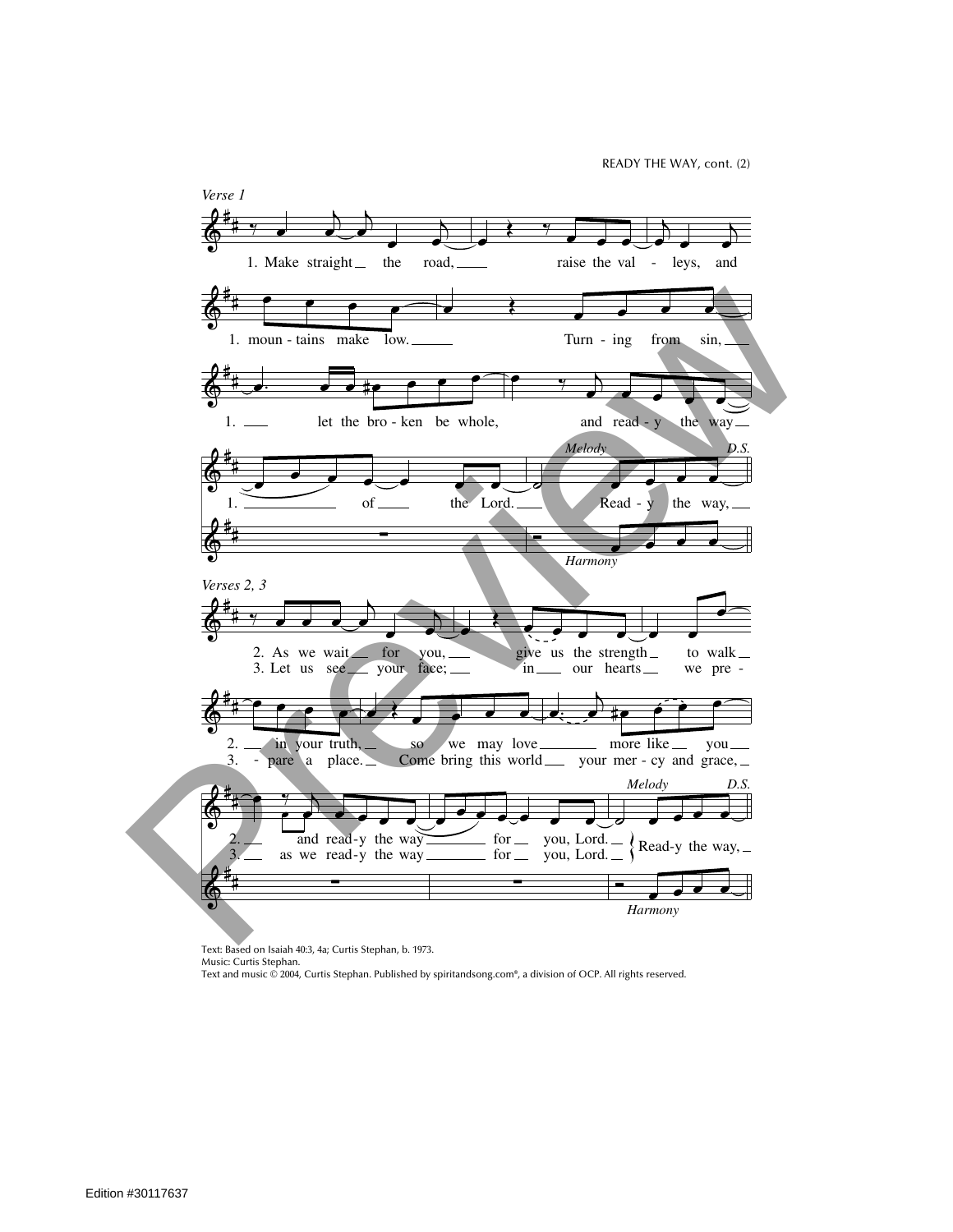Verse 1

1. Make straight the road, raise the val - leys, and

1. moun - tains make low. Turn - ing from sin,

1. let the bro - ken be whole, and read - y the way

1. of the Lord. Read - y the way,

Melody D.S.

Harmony

Verses 2, 3

2. As we wait for you, give us the strength to walk
3. Let us see your face; in our hearts we pre -

2. in your truth, so we may love more like you
3. - pare a place. Come bring this world your mer - cy and grace,

2. and read - y the way for you, Lord.
3. as we read - y the way for you, Lord.

Read-y the way,

Melody D.S.

Harmony

Text: Based on Isaiah 40:3, 4a; Curtis Stephan, b. 1973.
Music: Curtis Stephan.
Text and music © 2004, Curtis Stephan. Published by spiritandsong.com®, a division of OCP. All rights reserved.